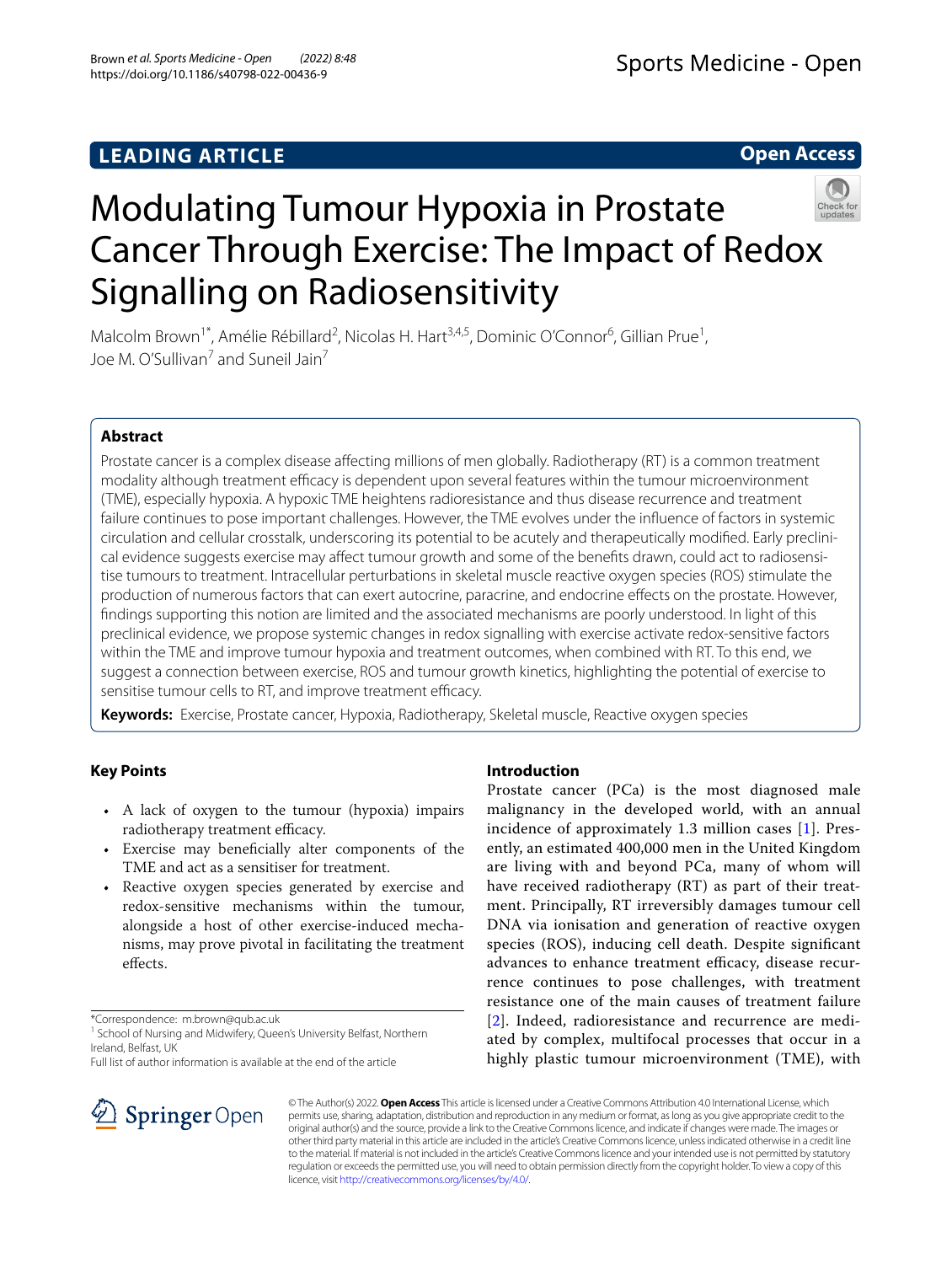LEADING ARTICLE

Open Access

# Modulating Tumour Hypoxia in Prostate Cancer Through Exercise: The Impact of Redox Signalling on Radiosensitivity

Malcolm Brown[1*], Amélie Rébillard[2], Nicolas H. Hart[3,4,5], Dominic O'Connor[6], Gillian Prue[1], Joe M. O'Sullivan[7] and Suneil Jain[7]

## Abstract

Prostate cancer is a complex disease affecting millions of men globally. Radiotherapy (RT) is a common treatment modality although treatment efficacy is dependent upon several features within the tumour microenvironment (TME), especially hypoxia. A hypoxic TME heightens radioresistance and thus disease recurrence and treatment failure continues to pose important challenges. However, the TME evolves under the influence of factors in systemic circulation and cellular crosstalk, underscoring its potential to be acutely and therapeutically modified. Early preclinical evidence suggests exercise may affect tumour growth and some of the benefits drawn, could act to radiosensitise tumours to treatment. Intracellular perturbations in skeletal muscle reactive oxygen species (ROS) stimulate the production of numerous factors that can exert autocrine, paracrine, and endocrine effects on the prostate. However, findings supporting this notion are limited and the associated mechanisms are poorly understood. In light of this preclinical evidence, we propose systemic changes in redox signalling with exercise activate redox-sensitive factors within the TME and improve tumour hypoxia and treatment outcomes, when combined with RT. To this end, we suggest a connection between exercise, ROS and tumour growth kinetics, highlighting the potential of exercise to sensitise tumour cells to RT, and improve treatment efficacy.

**Keywords:** Exercise, Prostate cancer, Hypoxia, Radiotherapy, Skeletal muscle, Reactive oxygen species

## Key Points

- A lack of oxygen to the tumour (hypoxia) impairs radiotherapy treatment efficacy.
- Exercise may beneficially alter components of the TME and act as a sensitiser for treatment.
- Reactive oxygen species generated by exercise and redox-sensitive mechanisms within the tumour, alongside a host of other exercise-induced mechanisms, may prove pivotal in facilitating the treatment effects.

*Correspondence: m.brown@qub.ac.uk

[1] School of Nursing and Midwifery, Queen's University Belfast, Northern Ireland, Belfast, UK

Full list of author information is available at the end of the article

## Introduction

Prostate cancer (PCa) is the most diagnosed male malignancy in the developed world, with an annual incidence of approximately 1.3 million cases [1]. Presently, an estimated 400,000 men in the United Kingdom are living with and beyond PCa, many of whom will have received radiotherapy (RT) as part of their treatment. Principally, RT irreversibly damages tumour cell DNA via ionisation and generation of reactive oxygen species (ROS), inducing cell death. Despite significant advances to enhance treatment efficacy, disease recurrence continues to pose challenges, with treatment resistance one of the main causes of treatment failure [2]. Indeed, radioresistance and recurrence are mediated by complex, multifocal processes that occur in a highly plastic tumour microenvironment (TME), with

© The Author(s) 2022. **Open Access** This article is licensed under a Creative Commons Attribution 4.0 International License, which permits use, sharing, adaptation, distribution and reproduction in any medium or format, as long as you give appropriate credit to the original author(s) and the source, provide a link to the Creative Commons licence, and indicate if changes were made. The images or other third party material in this article are included in the article's Creative Commons licence, unless indicated otherwise in a credit line to the material. If material is not included in the article's Creative Commons licence and your intended use is not permitted by statutory regulation or exceeds the permitted use, you will need to obtain permission directly from the copyright holder. To view a copy of this licence, visit http://creativecommons.org/licenses/by/4.0/.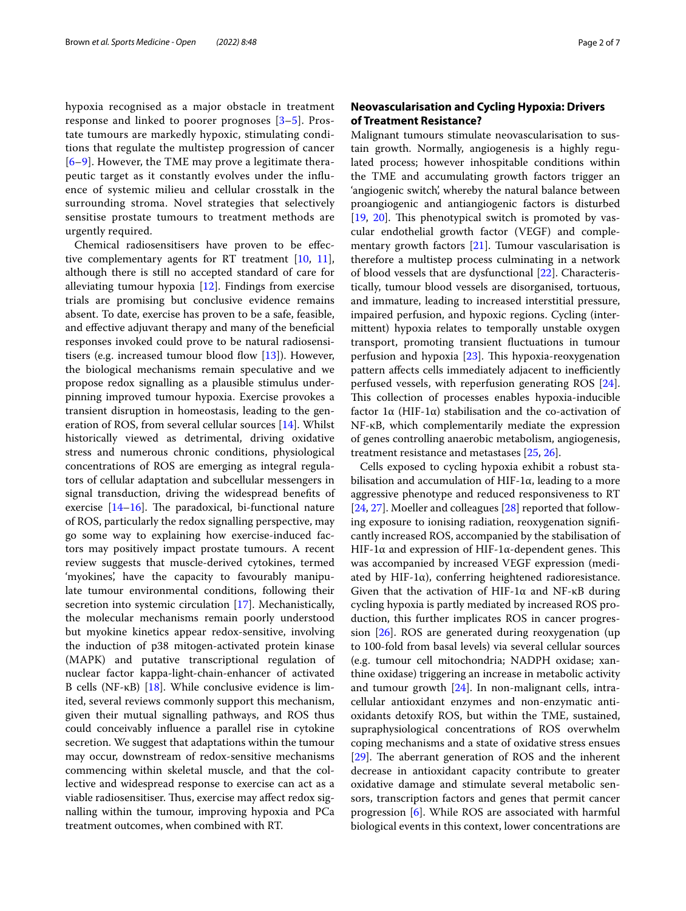hypoxia recognised as a major obstacle in treatment response and linked to poorer prognoses [3–5]. Prostate tumours are markedly hypoxic, stimulating conditions that regulate the multistep progression of cancer [6–9]. However, the TME may prove a legitimate therapeutic target as it constantly evolves under the influence of systemic milieu and cellular crosstalk in the surrounding stroma. Novel strategies that selectively sensitise prostate tumours to treatment methods are urgently required.

Chemical radiosensitisers have proven to be effective complementary agents for RT treatment [10, 11], although there is still no accepted standard of care for alleviating tumour hypoxia [12]. Findings from exercise trials are promising but conclusive evidence remains absent. To date, exercise has proven to be a safe, feasible, and effective adjuvant therapy and many of the beneficial responses invoked could prove to be natural radiosensitisers (e.g. increased tumour blood flow [13]). However, the biological mechanisms remain speculative and we propose redox signalling as a plausible stimulus underpinning improved tumour hypoxia. Exercise provokes a transient disruption in homeostasis, leading to the generation of ROS, from several cellular sources [14]. Whilst historically viewed as detrimental, driving oxidative stress and numerous chronic conditions, physiological concentrations of ROS are emerging as integral regulators of cellular adaptation and subcellular messengers in signal transduction, driving the widespread benefits of exercise [14–16]. The paradoxical, bi-functional nature of ROS, particularly the redox signalling perspective, may go some way to explaining how exercise-induced factors may positively impact prostate tumours. A recent review suggests that muscle-derived cytokines, termed 'myokines', have the capacity to favourably manipulate tumour environmental conditions, following their secretion into systemic circulation [17]. Mechanistically, the molecular mechanisms remain poorly understood but myokine kinetics appear redox-sensitive, involving the induction of p38 mitogen-activated protein kinase (MAPK) and putative transcriptional regulation of nuclear factor kappa-light-chain-enhancer of activated B cells (NF-κB) [18]. While conclusive evidence is limited, several reviews commonly support this mechanism, given their mutual signalling pathways, and ROS thus could conceivably influence a parallel rise in cytokine secretion. We suggest that adaptations within the tumour may occur, downstream of redox-sensitive mechanisms commencing within skeletal muscle, and that the collective and widespread response to exercise can act as a viable radiosensitiser. Thus, exercise may affect redox signalling within the tumour, improving hypoxia and PCa treatment outcomes, when combined with RT.

## Neovascularisation and Cycling Hypoxia: Drivers of Treatment Resistance?

Malignant tumours stimulate neovascularisation to sustain growth. Normally, angiogenesis is a highly regulated process; however inhospitable conditions within the TME and accumulating growth factors trigger an 'angiogenic switch', whereby the natural balance between proangiogenic and antiangiogenic factors is disturbed [19, 20]. This phenotypical switch is promoted by vascular endothelial growth factor (VEGF) and complementary growth factors [21]. Tumour vascularisation is therefore a multistep process culminating in a network of blood vessels that are dysfunctional [22]. Characteristically, tumour blood vessels are disorganised, tortuous, and immature, leading to increased interstitial pressure, impaired perfusion, and hypoxic regions. Cycling (intermittent) hypoxia relates to temporally unstable oxygen transport, promoting transient fluctuations in tumour perfusion and hypoxia [23]. This hypoxia-reoxygenation pattern affects cells immediately adjacent to inefficiently perfused vessels, with reperfusion generating ROS [24]. This collection of processes enables hypoxia-inducible factor 1α (HIF-1α) stabilisation and the co-activation of NF-κB, which complementarily mediate the expression of genes controlling anaerobic metabolism, angiogenesis, treatment resistance and metastases [25, 26].

Cells exposed to cycling hypoxia exhibit a robust stabilisation and accumulation of HIF-1α, leading to a more aggressive phenotype and reduced responsiveness to RT [24, 27]. Moeller and colleagues [28] reported that following exposure to ionising radiation, reoxygenation significantly increased ROS, accompanied by the stabilisation of HIF-1α and expression of HIF-1α-dependent genes. This was accompanied by increased VEGF expression (mediated by HIF-1α), conferring heightened radioresistance. Given that the activation of HIF-1α and NF-κB during cycling hypoxia is partly mediated by increased ROS production, this further implicates ROS in cancer progression [26]. ROS are generated during reoxygenation (up to 100-fold from basal levels) via several cellular sources (e.g. tumour cell mitochondria; NADPH oxidase; xanthine oxidase) triggering an increase in metabolic activity and tumour growth [24]. In non-malignant cells, intracellular antioxidant enzymes and non-enzymatic antioxidants detoxify ROS, but within the TME, sustained, supraphysiological concentrations of ROS overwhelm coping mechanisms and a state of oxidative stress ensues [29]. The aberrant generation of ROS and the inherent decrease in antioxidant capacity contribute to greater oxidative damage and stimulate several metabolic sensors, transcription factors and genes that permit cancer progression [6]. While ROS are associated with harmful biological events in this context, lower concentrations are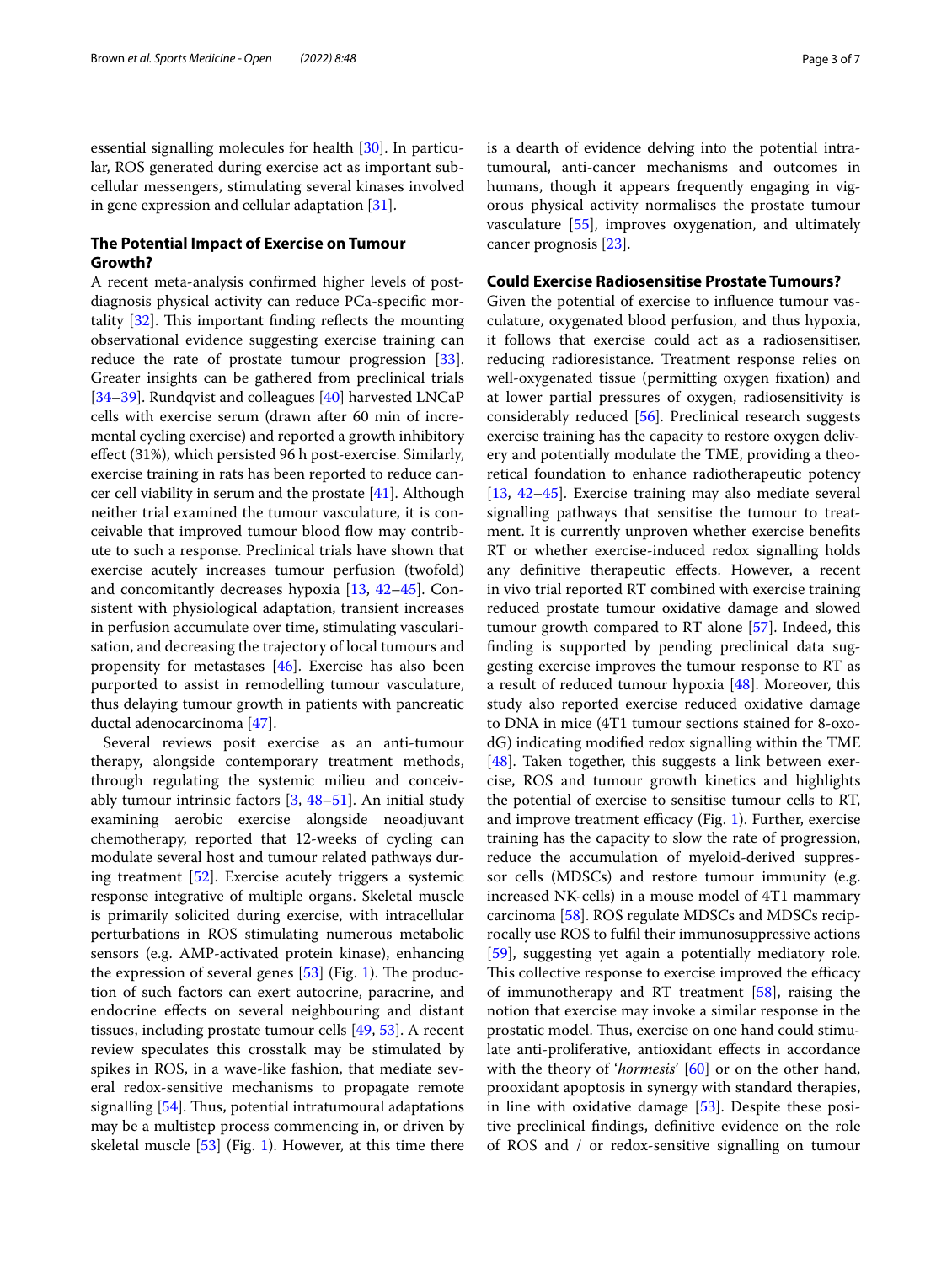essential signalling molecules for health [30]. In particular, ROS generated during exercise act as important subcellular messengers, stimulating several kinases involved in gene expression and cellular adaptation [31].

## The Potential Impact of Exercise on Tumour Growth?

A recent meta-analysis confirmed higher levels of post-diagnosis physical activity can reduce PCa-specific mortality [32]. This important finding reflects the mounting observational evidence suggesting exercise training can reduce the rate of prostate tumour progression [33]. Greater insights can be gathered from preclinical trials [34–39]. Rundqvist and colleagues [40] harvested LNCaP cells with exercise serum (drawn after 60 min of incremental cycling exercise) and reported a growth inhibitory effect (31%), which persisted 96 h post-exercise. Similarly, exercise training in rats has been reported to reduce cancer cell viability in serum and the prostate [41]. Although neither trial examined the tumour vasculature, it is conceivable that improved tumour blood flow may contribute to such a response. Preclinical trials have shown that exercise acutely increases tumour perfusion (twofold) and concomitantly decreases hypoxia [13, 42–45]. Consistent with physiological adaptation, transient increases in perfusion accumulate over time, stimulating vascularisation, and decreasing the trajectory of local tumours and propensity for metastases [46]. Exercise has also been purported to assist in remodelling tumour vasculature, thus delaying tumour growth in patients with pancreatic ductal adenocarcinoma [47].

Several reviews posit exercise as an anti-tumour therapy, alongside contemporary treatment methods, through regulating the systemic milieu and conceivably tumour intrinsic factors [3, 48–51]. An initial study examining aerobic exercise alongside neoadjuvant chemotherapy, reported that 12-weeks of cycling can modulate several host and tumour related pathways during treatment [52]. Exercise acutely triggers a systemic response integrative of multiple organs. Skeletal muscle is primarily solicited during exercise, with intracellular perturbations in ROS stimulating numerous metabolic sensors (e.g. AMP-activated protein kinase), enhancing the expression of several genes [53] (Fig. 1). The production of such factors can exert autocrine, paracrine, and endocrine effects on several neighbouring and distant tissues, including prostate tumour cells [49, 53]. A recent review speculates this crosstalk may be stimulated by spikes in ROS, in a wave-like fashion, that mediate several redox-sensitive mechanisms to propagate remote signalling [54]. Thus, potential intratumoural adaptations may be a multistep process commencing in, or driven by skeletal muscle [53] (Fig. 1). However, at this time there is a dearth of evidence delving into the potential intratumoural, anti-cancer mechanisms and outcomes in humans, though it appears frequently engaging in vigorous physical activity normalises the prostate tumour vasculature [55], improves oxygenation, and ultimately cancer prognosis [23].

## Could Exercise Radiosensitise Prostate Tumours?

Given the potential of exercise to influence tumour vasculature, oxygenated blood perfusion, and thus hypoxia, it follows that exercise could act as a radiosensitiser, reducing radioresistance. Treatment response relies on well-oxygenated tissue (permitting oxygen fixation) and at lower partial pressures of oxygen, radiosensitivity is considerably reduced [56]. Preclinical research suggests exercise training has the capacity to restore oxygen delivery and potentially modulate the TME, providing a theoretical foundation to enhance radiotherapeutic potency [13, 42–45]. Exercise training may also mediate several signalling pathways that sensitise the tumour to treatment. It is currently unproven whether exercise benefits RT or whether exercise-induced redox signalling holds any definitive therapeutic effects. However, a recent in vivo trial reported RT combined with exercise training reduced prostate tumour oxidative damage and slowed tumour growth compared to RT alone [57]. Indeed, this finding is supported by pending preclinical data suggesting exercise improves the tumour response to RT as a result of reduced tumour hypoxia [48]. Moreover, this study also reported exercise reduced oxidative damage to DNA in mice (4T1 tumour sections stained for 8-oxo-dG) indicating modified redox signalling within the TME [48]. Taken together, this suggests a link between exercise, ROS and tumour growth kinetics and highlights the potential of exercise to sensitise tumour cells to RT, and improve treatment efficacy (Fig. 1). Further, exercise training has the capacity to slow the rate of progression, reduce the accumulation of myeloid-derived suppressor cells (MDSCs) and restore tumour immunity (e.g. increased NK-cells) in a mouse model of 4T1 mammary carcinoma [58]. ROS regulate MDSCs and MDSCs reciprocally use ROS to fulfil their immunosuppressive actions [59], suggesting yet again a potentially mediatory role. This collective response to exercise improved the efficacy of immunotherapy and RT treatment [58], raising the notion that exercise may invoke a similar response in the prostatic model. Thus, exercise on one hand could stimulate anti-proliferative, antioxidant effects in accordance with the theory of '*hormesis*' [60] or on the other hand, prooxidant apoptosis in synergy with standard therapies, in line with oxidative damage [53]. Despite these positive preclinical findings, definitive evidence on the role of ROS and / or redox-sensitive signalling on tumour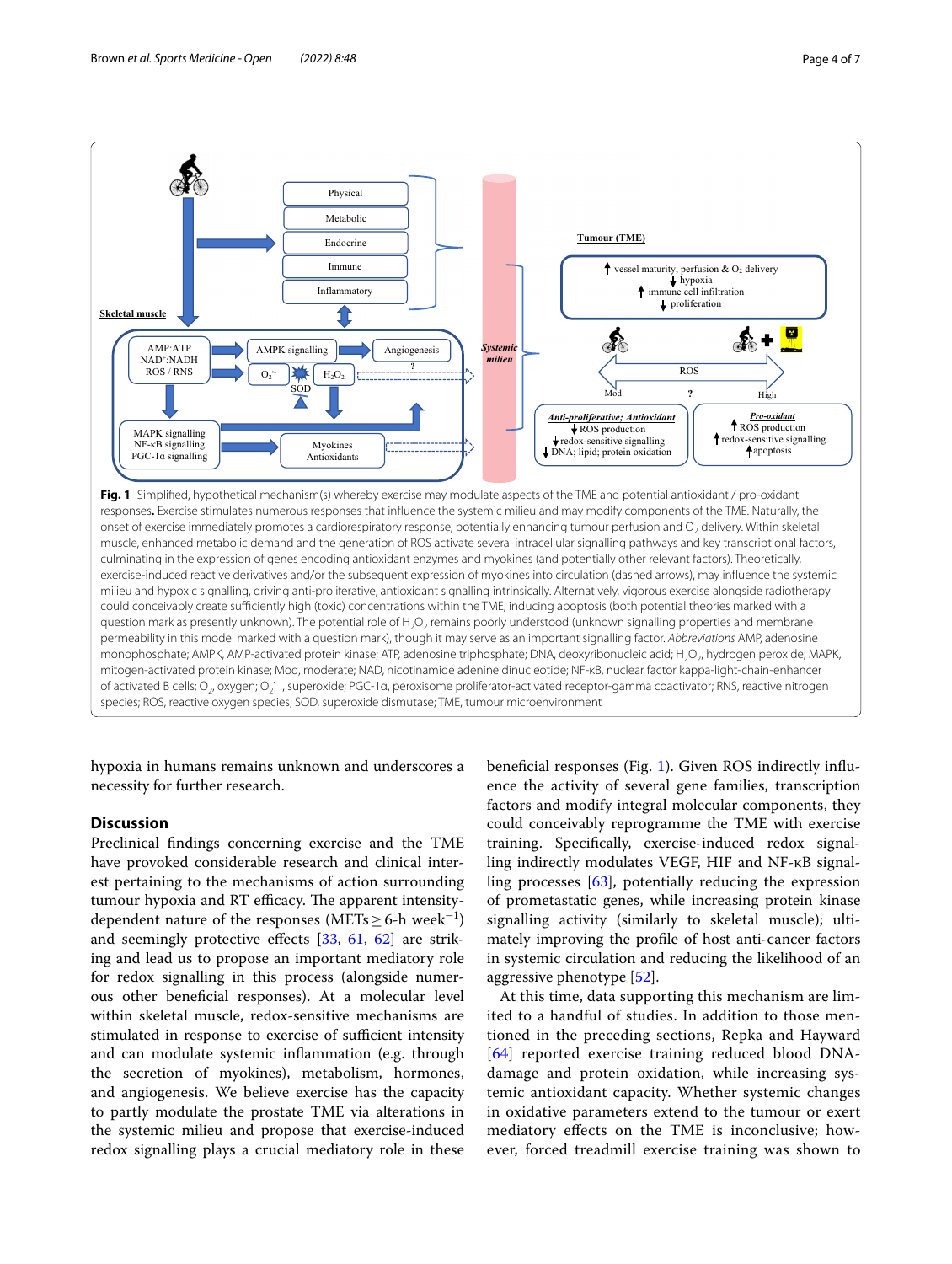Physical

Metabolic

Endocrine

Immune

Inflammatory

Skeletal muscle

AMP:ATP
NAD⁺:NADH
ROS / RNS

AMPK signalling

Angiogenesis

$O_2^{\bullet-}$

SOD

$H_2O_2$

?

MAPK signalling
NF-κB signalling
PGC-1α signalling

Myokines
Antioxidants

*Systemic milieu*

Tumour (TME)

↑ vessel maturity, perfusion & $O_2$ delivery
↓ hypoxia
↑ immune cell infiltration
↓ proliferation

ROS

Mod

?

High

*Anti-proliferative; Antioxidant*
↓ ROS production
↓ redox-sensitive signalling
↓ DNA; lipid; protein oxidation

*Pro-oxidant*
↑ ROS production
↑ redox-sensitive signalling
↑ apoptosis

**Fig. 1** Simplified, hypothetical mechanism(s) whereby exercise may modulate aspects of the TME and potential antioxidant / pro-oxidant responses. Exercise stimulates numerous responses that influence the systemic milieu and may modify components of the TME. Naturally, the onset of exercise immediately promotes a cardiorespiratory response, potentially enhancing tumour perfusion and $O_2$ delivery. Within skeletal muscle, enhanced metabolic demand and the generation of ROS activate several intracellular signalling pathways and key transcriptional factors, culminating in the expression of genes encoding antioxidant enzymes and myokines (and potentially other relevant factors). Theoretically, exercise-induced reactive derivatives and/or the subsequent expression of myokines into circulation (dashed arrows), may influence the systemic milieu and hypoxic signalling, driving anti-proliferative, antioxidant signalling intrinsically. Alternatively, vigorous exercise alongside radiotherapy could conceivably create sufficiently high (toxic) concentrations within the TME, inducing apoptosis (both potential theories marked with a question mark as presently unknown). The potential role of $H_2O_2$ remains poorly understood (unknown signalling properties and membrane permeability in this model marked with a question mark), though it may serve as an important signalling factor. *Abbreviations* AMP, adenosine monophosphate; AMPK, AMP-activated protein kinase; ATP, adenosine triphosphate; DNA, deoxyribonucleic acid; $H_2O_2$, hydrogen peroxide; MAPK, mitogen-activated protein kinase; Mod, moderate; NAD, nicotinamide adenine dinucleotide; NF-κB, nuclear factor kappa-light-chain-enhancer of activated B cells; $O_2$, oxygen; $O_2^{\bullet-}$, superoxide; PGC-1α, peroxisome proliferator-activated receptor-gamma coactivator; RNS, reactive nitrogen species; ROS, reactive oxygen species; SOD, superoxide dismutase; TME, tumour microenvironment

hypoxia in humans remains unknown and underscores a necessity for further research.

## Discussion

Preclinical findings concerning exercise and the TME have provoked considerable research and clinical interest pertaining to the mechanisms of action surrounding tumour hypoxia and RT efficacy. The apparent intensity-dependent nature of the responses (METs ≥ 6-h $week^{-1}$) and seemingly protective effects [33, 61, 62] are striking and lead us to propose an important mediatory role for redox signalling in this process (alongside numerous other beneficial responses). At a molecular level within skeletal muscle, redox-sensitive mechanisms are stimulated in response to exercise of sufficient intensity and can modulate systemic inflammation (e.g. through the secretion of myokines), metabolism, hormones, and angiogenesis. We believe exercise has the capacity to partly modulate the prostate TME via alterations in the systemic milieu and propose that exercise-induced redox signalling plays a crucial mediatory role in these beneficial responses (Fig. 1). Given ROS indirectly influence the activity of several gene families, transcription factors and modify integral molecular components, they could conceivably reprogramme the TME with exercise training. Specifically, exercise-induced redox signalling indirectly modulates VEGF, HIF and NF-κB signalling processes [63], potentially reducing the expression of prometastatic genes, while increasing protein kinase signalling activity (similarly to skeletal muscle); ultimately improving the profile of host anti-cancer factors in systemic circulation and reducing the likelihood of an aggressive phenotype [52].

At this time, data supporting this mechanism are limited to a handful of studies. In addition to those mentioned in the preceding sections, Repka and Hayward [64] reported exercise training reduced blood DNA-damage and protein oxidation, while increasing systemic antioxidant capacity. Whether systemic changes in oxidative parameters extend to the tumour or exert mediatory effects on the TME is inconclusive; however, forced treadmill exercise training was shown to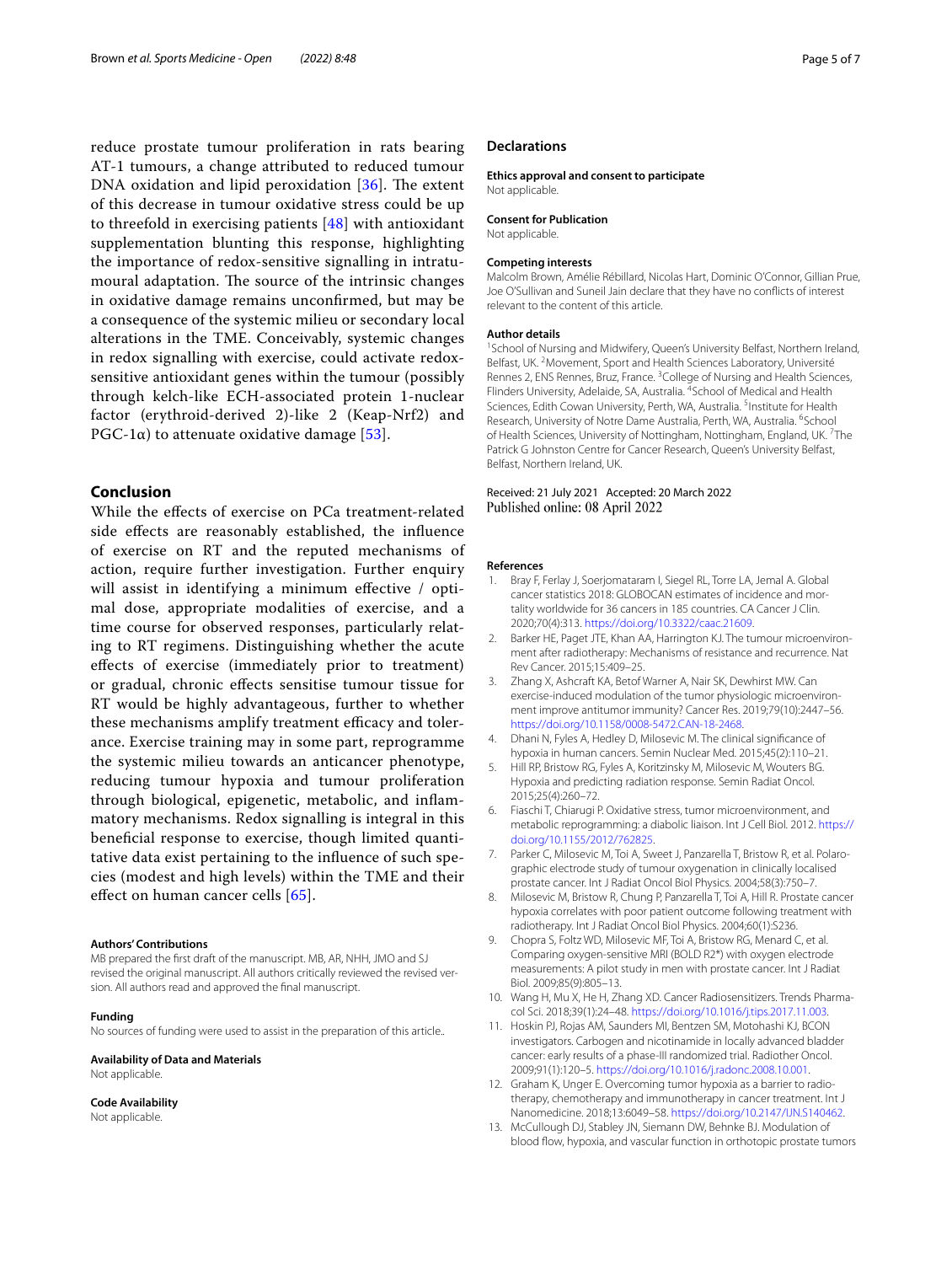reduce prostate tumour proliferation in rats bearing AT-1 tumours, a change attributed to reduced tumour DNA oxidation and lipid peroxidation [36]. The extent of this decrease in tumour oxidative stress could be up to threefold in exercising patients [48] with antioxidant supplementation blunting this response, highlighting the importance of redox-sensitive signalling in intratumoural adaptation. The source of the intrinsic changes in oxidative damage remains unconfirmed, but may be a consequence of the systemic milieu or secondary local alterations in the TME. Conceivably, systemic changes in redox signalling with exercise, could activate redox-sensitive antioxidant genes within the tumour (possibly through kelch-like ECH-associated protein 1-nuclear factor (erythroid-derived 2)-like 2 (Keap-Nrf2) and PGC-1α) to attenuate oxidative damage [53].

## Conclusion

While the effects of exercise on PCa treatment-related side effects are reasonably established, the influence of exercise on RT and the reputed mechanisms of action, require further investigation. Further enquiry will assist in identifying a minimum effective / optimal dose, appropriate modalities of exercise, and a time course for observed responses, particularly relating to RT regimens. Distinguishing whether the acute effects of exercise (immediately prior to treatment) or gradual, chronic effects sensitise tumour tissue for RT would be highly advantageous, further to whether these mechanisms amplify treatment efficacy and tolerance. Exercise training may in some part, reprogramme the systemic milieu towards an anticancer phenotype, reducing tumour hypoxia and tumour proliferation through biological, epigenetic, metabolic, and inflammatory mechanisms. Redox signalling is integral in this beneficial response to exercise, though limited quantitative data exist pertaining to the influence of such species (modest and high levels) within the TME and their effect on human cancer cells [65].

#### Authors' Contributions

MB prepared the first draft of the manuscript. MB, AR, NHH, JMO and SJ revised the original manuscript. All authors critically reviewed the revised version. All authors read and approved the final manuscript.

#### Funding

No sources of funding were used to assist in the preparation of this article..

#### Availability of Data and Materials

Not applicable.

#### Code Availability

Not applicable.

## Declarations

#### Ethics approval and consent to participate

Not applicable.

#### Consent for Publication

Not applicable.

#### Competing interests

Malcolm Brown, Amélie Rébillard, Nicolas Hart, Dominic O'Connor, Gillian Prue, Joe O'Sullivan and Suneil Jain declare that they have no conflicts of interest relevant to the content of this article.

#### Author details

[1]School of Nursing and Midwifery, Queen's University Belfast, Northern Ireland, Belfast, UK. [2]Movement, Sport and Health Sciences Laboratory, Université Rennes 2, ENS Rennes, Bruz, France. [3]College of Nursing and Health Sciences, Flinders University, Adelaide, SA, Australia. [4]School of Medical and Health Sciences, Edith Cowan University, Perth, WA, Australia. [5]Institute for Health Research, University of Notre Dame Australia, Perth, WA, Australia. [6]School of Health Sciences, University of Nottingham, Nottingham, England, UK. [7]The Patrick G Johnston Centre for Cancer Research, Queen's University Belfast, Belfast, Northern Ireland, UK.

Received: 21 July 2021 Accepted: 20 March 2022
Published online: 08 April 2022

## References

1. Bray F, Ferlay J, Soerjomataram I, Siegel RL, Torre LA, Jemal A. Global cancer statistics 2018: GLOBOCAN estimates of incidence and mortality worldwide for 36 cancers in 185 countries. CA Cancer J Clin. 2020;70(4):313. https://doi.org/10.3322/caac.21609.
2. Barker HE, Paget JTE, Khan AA, Harrington KJ. The tumour microenvironment after radiotherapy: Mechanisms of resistance and recurrence. Nat Rev Cancer. 2015;15:409–25.
3. Zhang X, Ashcraft KA, Betof Warner A, Nair SK, Dewhirst MW. Can exercise-induced modulation of the tumor physiologic microenvironment improve antitumor immunity? Cancer Res. 2019;79(10):2447–56. https://doi.org/10.1158/0008-5472.CAN-18-2468.
4. Dhani N, Fyles A, Hedley D, Milosevic M. The clinical significance of hypoxia in human cancers. Semin Nuclear Med. 2015;45(2):110–21.
5. Hill RP, Bristow RG, Fyles A, Koritzinsky M, Milosevic M, Wouters BG. Hypoxia and predicting radiation response. Semin Radiat Oncol. 2015;25(4):260–72.
6. Fiaschi T, Chiarugi P. Oxidative stress, tumor microenvironment, and metabolic reprogramming: a diabolic liaison. Int J Cell Biol. 2012. https://doi.org/10.1155/2012/762825.
7. Parker C, Milosevic M, Toi A, Sweet J, Panzarella T, Bristow R, et al. Polarographic electrode study of tumour oxygenation in clinically localised prostate cancer. Int J Radiat Oncol Biol Physics. 2004;58(3):750–7.
8. Milosevic M, Bristow R, Chung P, Panzarella T, Toi A, Hill R. Prostate cancer hypoxia correlates with poor patient outcome following treatment with radiotherapy. Int J Radiat Oncol Biol Physics. 2004;60(1):S236.
9. Chopra S, Foltz WD, Milosevic MF, Toi A, Bristow RG, Menard C, et al. Comparing oxygen-sensitive MRI (BOLD R2*) with oxygen electrode measurements: A pilot study in men with prostate cancer. Int J Radiat Biol. 2009;85(9):805–13.
10. Wang H, Mu X, He H, Zhang XD. Cancer Radiosensitizers. Trends Pharmacol Sci. 2018;39(1):24–48. https://doi.org/10.1016/j.tips.2017.11.003.
11. Hoskin PJ, Rojas AM, Saunders MI, Bentzen SM, Motohashi KJ, BCON investigators. Carbogen and nicotinamide in locally advanced bladder cancer: early results of a phase-III randomized trial. Radiother Oncol. 2009;91(1):120–5. https://doi.org/10.1016/j.radonc.2008.10.001.
12. Graham K, Unger E. Overcoming tumor hypoxia as a barrier to radiotherapy, chemotherapy and immunotherapy in cancer treatment. Int J Nanomedicine. 2018;13:6049–58. https://doi.org/10.2147/IJN.S140462.
13. McCullough DJ, Stabley JN, Siemann DW, Behnke BJ. Modulation of blood flow, hypoxia, and vascular function in orthotopic prostate tumors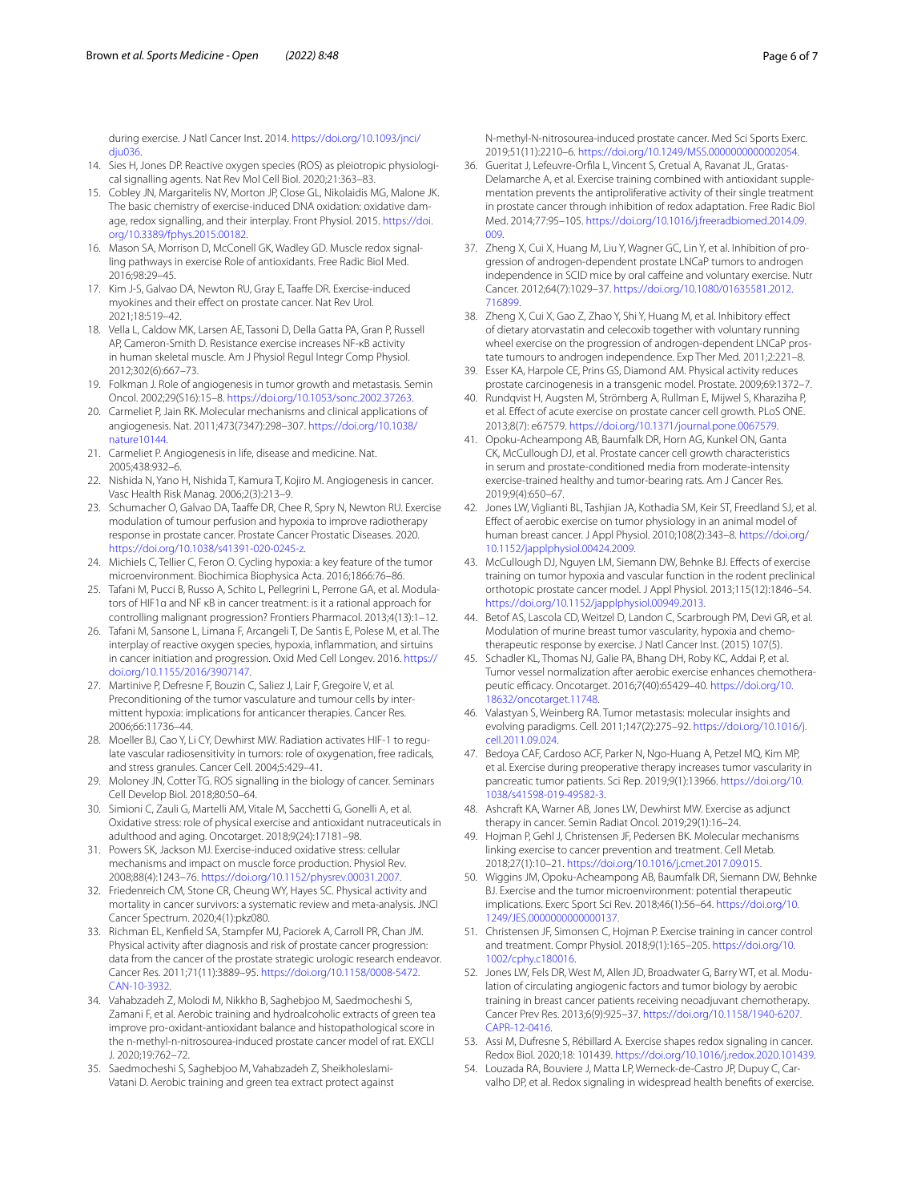during exercise. J Natl Cancer Inst. 2014. https://doi.org/10.1093/jnci/dju036.

14. Sies H, Jones DP. Reactive oxygen species (ROS) as pleiotropic physiological signalling agents. Nat Rev Mol Cell Biol. 2020;21:363–83.
15. Cobley JN, Margaritelis NV, Morton JP, Close GL, Nikolaidis MG, Malone JK. The basic chemistry of exercise-induced DNA oxidation: oxidative damage, redox signalling, and their interplay. Front Physiol. 2015. https://doi.org/10.3389/fphys.2015.00182.
16. Mason SA, Morrison D, McConell GK, Wadley GD. Muscle redox signalling pathways in exercise Role of antioxidants. Free Radic Biol Med. 2016;98:29–45.
17. Kim J-S, Galvao DA, Newton RU, Gray E, Taaffe DR. Exercise-induced myokines and their effect on prostate cancer. Nat Rev Urol. 2021;18:519–42.
18. Vella L, Caldow MK, Larsen AE, Tassoni D, Della Gatta PA, Gran P, Russell AP, Cameron-Smith D. Resistance exercise increases NF-κB activity in human skeletal muscle. Am J Physiol Regul Integr Comp Physiol. 2012;302(6):667–73.
19. Folkman J. Role of angiogenesis in tumor growth and metastasis. Semin Oncol. 2002;29(S16):15–8. https://doi.org/10.1053/sonc.2002.37263.
20. Carmeliet P, Jain RK. Molecular mechanisms and clinical applications of angiogenesis. Nat. 2011;473(7347):298–307. https://doi.org/10.1038/nature10144.
21. Carmeliet P. Angiogenesis in life, disease and medicine. Nat. 2005;438:932–6.
22. Nishida N, Yano H, Nishida T, Kamura T, Kojiro M. Angiogenesis in cancer. Vasc Health Risk Manag. 2006;2(3):213–9.
23. Schumacher O, Galvao DA, Taaffe DR, Chee R, Spry N, Newton RU. Exercise modulation of tumour perfusion and hypoxia to improve radiotherapy response in prostate cancer. Prostate Cancer Prostatic Diseases. 2020. https://doi.org/10.1038/s41391-020-0245-z.
24. Michiels C, Tellier C, Feron O. Cycling hypoxia: a key feature of the tumor microenvironment. Biochimica Biophysica Acta. 2016;1866:76–86.
25. Tafani M, Pucci B, Russo A, Schito L, Pellegrini L, Perrone GA, et al. Modulators of HIF1α and NF κB in cancer treatment: is it a rational approach for controlling malignant progression? Frontiers Pharmacol. 2013;4(13):1–12.
26. Tafani M, Sansone L, Limana F, Arcangeli T, De Santis E, Polese M, et al. The interplay of reactive oxygen species, hypoxia, inflammation, and sirtuins in cancer initiation and progression. Oxid Med Cell Longev. 2016. https://doi.org/10.1155/2016/3907147.
27. Martinive P, Defresne F, Bouzin C, Saliez J, Lair F, Gregoire V, et al. Preconditioning of the tumor vasculature and tumor cells by intermittent hypoxia: implications for anticancer therapies. Cancer Res. 2006;66:11736–44.
28. Moeller BJ, Cao Y, Li CY, Dewhirst MW. Radiation activates HIF-1 to regulate vascular radiosensitivity in tumors: role of oxygenation, free radicals, and stress granules. Cancer Cell. 2004;5:429–41.
29. Moloney JN, Cotter TG. ROS signalling in the biology of cancer. Seminars Cell Develop Biol. 2018;80:50–64.
30. Simioni C, Zauli G, Martelli AM, Vitale M, Sacchetti G, Gonelli A, et al. Oxidative stress: role of physical exercise and antioxidant nutraceuticals in adulthood and aging. Oncotarget. 2018;9(24):17181–98.
31. Powers SK, Jackson MJ. Exercise-induced oxidative stress: cellular mechanisms and impact on muscle force production. Physiol Rev. 2008;88(4):1243–76. https://doi.org/10.1152/physrev.00031.2007.
32. Friedenreich CM, Stone CR, Cheung WY, Hayes SC. Physical activity and mortality in cancer survivors: a systematic review and meta-analysis. JNCI Cancer Spectrum. 2020;4(1):pkz080.
33. Richman EL, Kenfield SA, Stampfer MJ, Paciorek A, Carroll PR, Chan JM. Physical activity after diagnosis and risk of prostate cancer progression: data from the cancer of the prostate strategic urologic research endeavor. Cancer Res. 2011;71(11):3889–95. https://doi.org/10.1158/0008-5472.CAN-10-3932.
34. Vahabzadeh Z, Molodi M, Nikkho B, Saghebjoo M, Saedmocheshi S, Zamani F, et al. Aerobic training and hydroalcoholic extracts of green tea improve pro-oxidant-antioxidant balance and histopathological score in the n-methyl-n-nitrosourea-induced prostate cancer model of rat. EXCLI J. 2020;19:762–72.
35. Saedmocheshi S, Saghebjoo M, Vahabzadeh Z, Sheikholeslami-Vatani D. Aerobic training and green tea extract protect against N-methyl-N-nitrosourea-induced prostate cancer. Med Sci Sports Exerc. 2019;51(11):2210–6. https://doi.org/10.1249/MSS.0000000000002054.
36. Gueritat J, Lefeuvre-Orfila L, Vincent S, Cretual A, Ravanat JL, Gratas-Delamarche A, et al. Exercise training combined with antioxidant supplementation prevents the antiproliferative activity of their single treatment in prostate cancer through inhibition of redox adaptation. Free Radic Biol Med. 2014;77:95–105. https://doi.org/10.1016/j.freeradbiomed.2014.09.009.
37. Zheng X, Cui X, Huang M, Liu Y, Wagner GC, Lin Y, et al. Inhibition of progression of androgen-dependent prostate LNCaP tumors to androgen independence in SCID mice by oral caffeine and voluntary exercise. Nutr Cancer. 2012;64(7):1029–37. https://doi.org/10.1080/01635581.2012.716899.
38. Zheng X, Cui X, Gao Z, Zhao Y, Shi Y, Huang M, et al. Inhibitory effect of dietary atorvastatin and celecoxib together with voluntary running wheel exercise on the progression of androgen-dependent LNCaP prostate tumours to androgen independence. Exp Ther Med. 2011;2:221–8.
39. Esser KA, Harpole CE, Prins GS, Diamond AM. Physical activity reduces prostate carcinogenesis in a transgenic model. Prostate. 2009;69:1372–7.
40. Rundqvist H, Augsten M, Strömberg A, Rullman E, Mijwel S, Kharaziha P, et al. Effect of acute exercise on prostate cancer cell growth. PLoS ONE. 2013;8(7): e67579. https://doi.org/10.1371/journal.pone.0067579.
41. Opoku-Acheampong AB, Baumfalk DR, Horn AG, Kunkel ON, Ganta CK, McCullough DJ, et al. Prostate cancer cell growth characteristics in serum and prostate-conditioned media from moderate-intensity exercise-trained healthy and tumor-bearing rats. Am J Cancer Res. 2019;9(4):650–67.
42. Jones LW, Viglianti BL, Tashjian JA, Kothadia SM, Keir ST, Freedland SJ, et al. Effect of aerobic exercise on tumor physiology in an animal model of human breast cancer. J Appl Physiol. 2010;108(2):343–8. https://doi.org/10.1152/japplphysiol.00424.2009.
43. McCullough DJ, Nguyen LM, Siemann DW, Behnke BJ. Effects of exercise training on tumor hypoxia and vascular function in the rodent preclinical orthotopic prostate cancer model. J Appl Physiol. 2013;115(12):1846–54. https://doi.org/10.1152/japplphysiol.00949.2013.
44. Betof AS, Lascola CD, Weitzel D, Landon C, Scarbrough PM, Devi GR, et al. Modulation of murine breast tumor vascularity, hypoxia and chemotherapeutic response by exercise. J Natl Cancer Inst. (2015) 107(5).
45. Schadler KL, Thomas NJ, Galie PA, Bhang DH, Roby KC, Addai P, et al. Tumor vessel normalization after aerobic exercise enhances chemotherapeutic efficacy. Oncotarget. 2016;7(40):65429–40. https://doi.org/10.18632/oncotarget.11748.
46. Valastyan S, Weinberg RA. Tumor metastasis: molecular insights and evolving paradigms. Cell. 2011;147(2):275–92. https://doi.org/10.1016/j.cell.2011.09.024.
47. Bedoya CAF, Cardoso ACF, Parker N, Ngo-Huang A, Petzel MQ, Kim MP, et al. Exercise during preoperative therapy increases tumor vascularity in pancreatic tumor patients. Sci Rep. 2019;9(1):13966. https://doi.org/10.1038/s41598-019-49582-3.
48. Ashcraft KA, Warner AB, Jones LW, Dewhirst MW. Exercise as adjunct therapy in cancer. Semin Radiat Oncol. 2019;29(1):16–24.
49. Hojman P, Gehl J, Christensen JF, Pedersen BK. Molecular mechanisms linking exercise to cancer prevention and treatment. Cell Metab. 2018;27(1):10–21. https://doi.org/10.1016/j.cmet.2017.09.015.
50. Wiggins JM, Opoku-Acheampong AB, Baumfalk DR, Siemann DW, Behnke BJ. Exercise and the tumor microenvironment: potential therapeutic implications. Exerc Sport Sci Rev. 2018;46(1):56–64. https://doi.org/10.1249/JES.0000000000000137.
51. Christensen JF, Simonsen C, Hojman P. Exercise training in cancer control and treatment. Compr Physiol. 2018;9(1):165–205. https://doi.org/10.1002/cphy.c180016.
52. Jones LW, Fels DR, West M, Allen JD, Broadwater G, Barry WT, et al. Modulation of circulating angiogenic factors and tumor biology by aerobic training in breast cancer patients receiving neoadjuvant chemotherapy. Cancer Prev Res. 2013;6(9):925–37. https://doi.org/10.1158/1940-6207.CAPR-12-0416.
53. Assi M, Dufresne S, Rébillard A. Exercise shapes redox signaling in cancer. Redox Biol. 2020;18: 101439. https://doi.org/10.1016/j.redox.2020.101439.
54. Louzada RA, Bouviere J, Matta LP, Werneck-de-Castro JP, Dupuy C, Carvalho DP, et al. Redox signaling in widespread health benefits of exercise.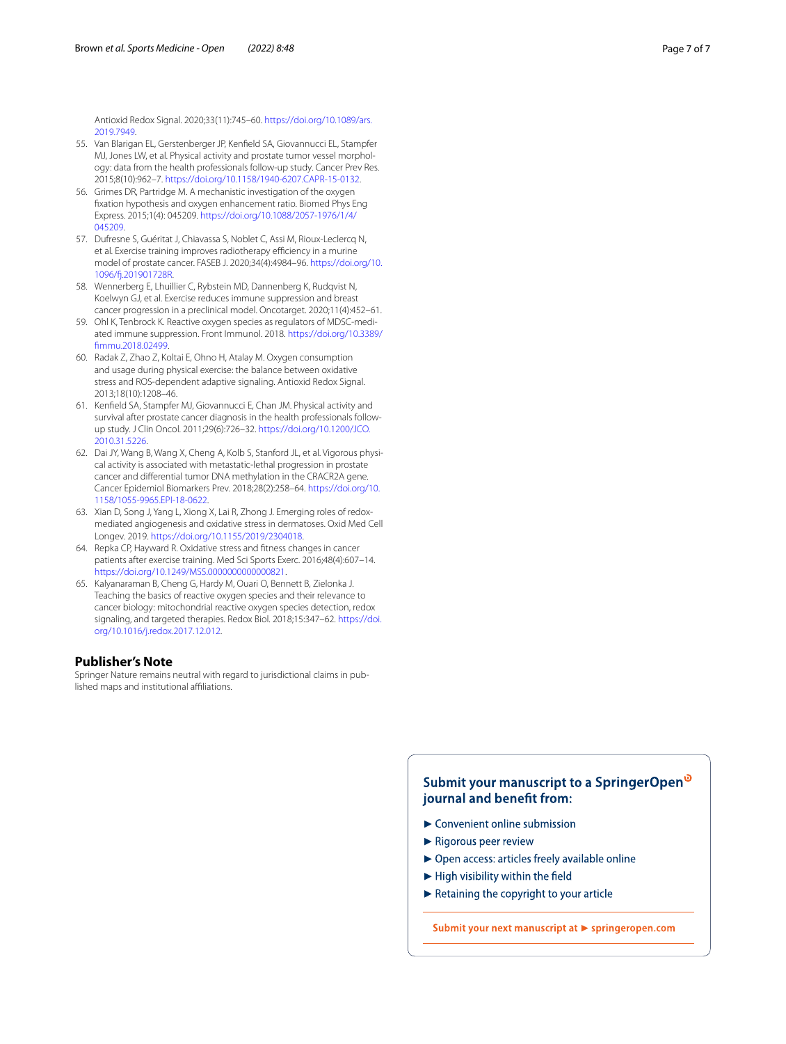Antioxid Redox Signal. 2020;33(11):745–60. https://doi.org/10.1089/ars.2019.7949.

55. Van Blarigan EL, Gerstenberger JP, Kenfield SA, Giovannucci EL, Stampfer MJ, Jones LW, et al. Physical activity and prostate tumor vessel morphology: data from the health professionals follow-up study. Cancer Prev Res. 2015;8(10):962–7. https://doi.org/10.1158/1940-6207.CAPR-15-0132.
56. Grimes DR, Partridge M. A mechanistic investigation of the oxygen fixation hypothesis and oxygen enhancement ratio. Biomed Phys Eng Express. 2015;1(4): 045209. https://doi.org/10.1088/2057-1976/1/4/045209.
57. Dufresne S, Guéritat J, Chiavassa S, Noblet C, Assi M, Rioux-Leclercq N, et al. Exercise training improves radiotherapy efficiency in a murine model of prostate cancer. FASEB J. 2020;34(4):4984–96. https://doi.org/10.1096/fj.201901728R.
58. Wennerberg E, Lhuillier C, Rybstein MD, Dannenberg K, Rudqvist N, Koelwyn GJ, et al. Exercise reduces immune suppression and breast cancer progression in a preclinical model. Oncotarget. 2020;11(4):452–61.
59. Ohl K, Tenbrock K. Reactive oxygen species as regulators of MDSC-mediated immune suppression. Front Immunol. 2018. https://doi.org/10.3389/fimmu.2018.02499.
60. Radak Z, Zhao Z, Koltai E, Ohno H, Atalay M. Oxygen consumption and usage during physical exercise: the balance between oxidative stress and ROS-dependent adaptive signaling. Antioxid Redox Signal. 2013;18(10):1208–46.
61. Kenfield SA, Stampfer MJ, Giovannucci E, Chan JM. Physical activity and survival after prostate cancer diagnosis in the health professionals follow-up study. J Clin Oncol. 2011;29(6):726–32. https://doi.org/10.1200/JCO.2010.31.5226.
62. Dai JY, Wang B, Wang X, Cheng A, Kolb S, Stanford JL, et al. Vigorous physical activity is associated with metastatic-lethal progression in prostate cancer and differential tumor DNA methylation in the CRACR2A gene. Cancer Epidemiol Biomarkers Prev. 2018;28(2):258–64. https://doi.org/10.1158/1055-9965.EPI-18-0622.
63. Xian D, Song J, Yang L, Xiong X, Lai R, Zhong J. Emerging roles of redox-mediated angiogenesis and oxidative stress in dermatoses. Oxid Med Cell Longev. 2019. https://doi.org/10.1155/2019/2304018.
64. Repka CP, Hayward R. Oxidative stress and fitness changes in cancer patients after exercise training. Med Sci Sports Exerc. 2016;48(4):607–14. https://doi.org/10.1249/MSS.0000000000000821.
65. Kalyanaraman B, Cheng G, Hardy M, Ouari O, Bennett B, Zielonka J. Teaching the basics of reactive oxygen species and their relevance to cancer biology: mitochondrial reactive oxygen species detection, redox signaling, and targeted therapies. Redox Biol. 2018;15:347–62. https://doi.org/10.1016/j.redox.2017.12.012.

## Publisher's Note

Springer Nature remains neutral with regard to jurisdictional claims in published maps and institutional affiliations.

**Submit your manuscript to a SpringerOpen journal and benefit from:**

- ► Convenient online submission
- ► Rigorous peer review
- ► Open access: articles freely available online
- ► High visibility within the field
- ► Retaining the copyright to your article

**Submit your next manuscript at ► springeropen.com**